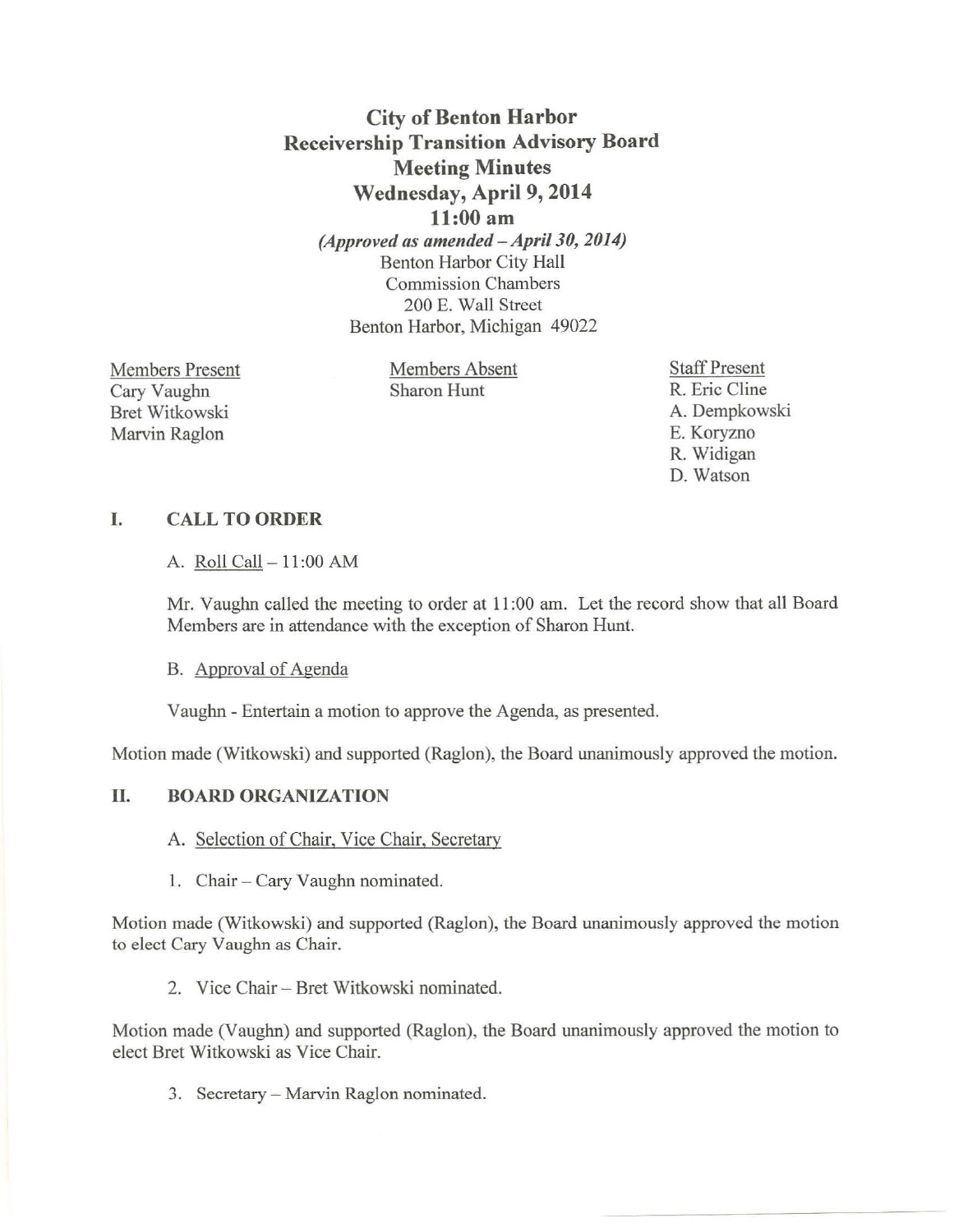# City of Benton Harbor
## Receivership Transition Advisory Board
## Meeting Minutes
## Wednesday, April 9, 2014
## 11:00 am

***(Approved as amended – April 30, 2014)***
Benton Harbor City Hall
Commission Chambers
200 E. Wall Street
Benton Harbor, Michigan 49022

| Members Present | Members Absent | Staff Present |
|---|---|---|
| Cary Vaughn | Sharon Hunt | R. Eric Cline |
| Bret Witkowski | | A. Dempkowski |
| Marvin Raglon | | E. Koryzno |
| | | R. Widigan |
| | | D. Watson |

### I. CALL TO ORDER

A. Roll Call – 11:00 AM

Mr. Vaughn called the meeting to order at 11:00 am. Let the record show that all Board Members are in attendance with the exception of Sharon Hunt.

B. Approval of Agenda

Vaughn - Entertain a motion to approve the Agenda, as presented.

Motion made (Witkowski) and supported (Raglon), the Board unanimously approved the motion.

### II. BOARD ORGANIZATION

A. Selection of Chair, Vice Chair, Secretary

1. Chair – Cary Vaughn nominated.

Motion made (Witkowski) and supported (Raglon), the Board unanimously approved the motion to elect Cary Vaughn as Chair.

2. Vice Chair – Bret Witkowski nominated.

Motion made (Vaughn) and supported (Raglon), the Board unanimously approved the motion to elect Bret Witkowski as Vice Chair.

3. Secretary – Marvin Raglon nominated.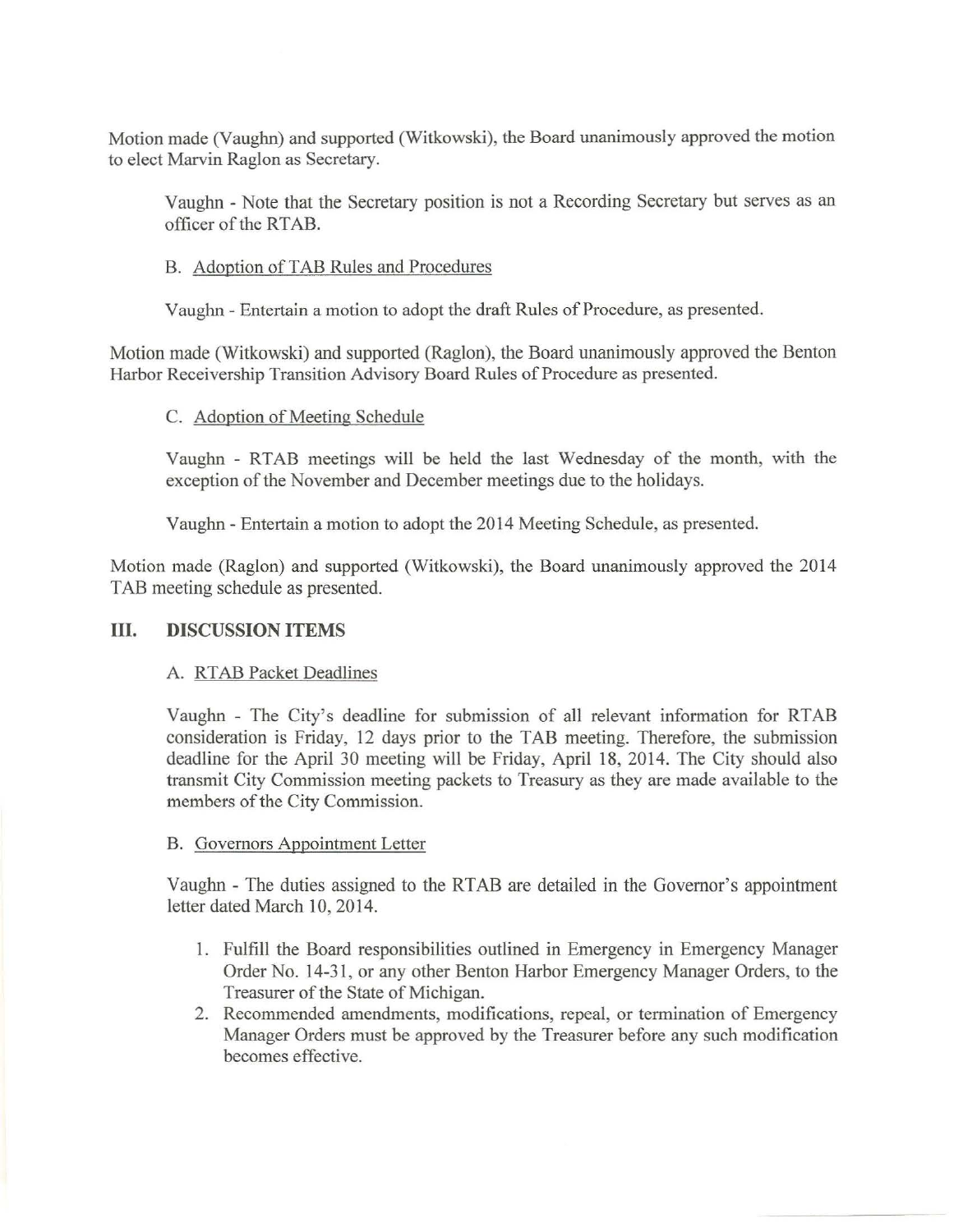Motion made (Vaughn) and supported (Witkowski), the Board unanimously approved the motion to elect Marvin Raglon as Secretary.

Vaughn - Note that the Secretary position is not a Recording Secretary but serves as an officer of the RTAB.

B. Adoption of TAB Rules and Procedures

Vaughn - Entertain a motion to adopt the draft Rules of Procedure, as presented.

Motion made (Witkowski) and supported (Raglon), the Board unanimously approved the Benton Harbor Receivership Transition Advisory Board Rules of Procedure as presented.

C. Adoption of Meeting Schedule

Vaughn - RTAB meetings will be held the last Wednesday of the month, with the exception of the November and December meetings due to the holidays.

Vaughn - Entertain a motion to adopt the 2014 Meeting Schedule, as presented.

Motion made (Raglon) and supported (Witkowski), the Board unanimously approved the 2014 TAB meeting schedule as presented.

## III. DISCUSSION ITEMS

A. RTAB Packet Deadlines

Vaughn - The City's deadline for submission of all relevant information for RTAB consideration is Friday, 12 days prior to the TAB meeting. Therefore, the submission deadline for the April 30 meeting will be Friday, April 18, 2014. The City should also transmit City Commission meeting packets to Treasury as they are made available to the members of the City Commission.

B. Governors Appointment Letter

Vaughn - The duties assigned to the RTAB are detailed in the Governor's appointment letter dated March 10, 2014.

1. Fulfill the Board responsibilities outlined in Emergency in Emergency Manager Order No. 14-31, or any other Benton Harbor Emergency Manager Orders, to the Treasurer of the State of Michigan.
2. Recommended amendments, modifications, repeal, or termination of Emergency Manager Orders must be approved by the Treasurer before any such modification becomes effective.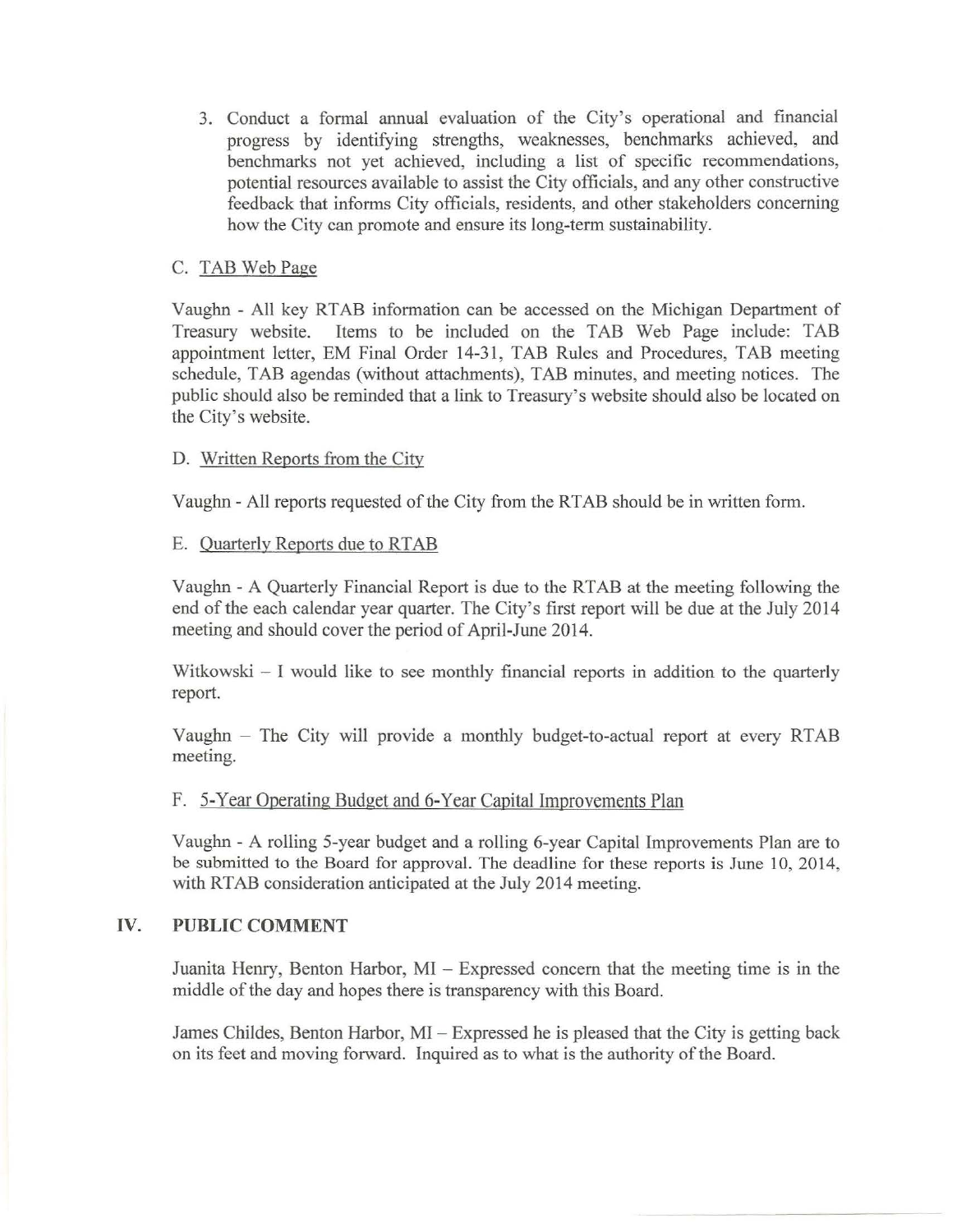3. Conduct a formal annual evaluation of the City's operational and financial progress by identifying strengths, weaknesses, benchmarks achieved, and benchmarks not yet achieved, including a list of specific recommendations, potential resources available to assist the City officials, and any other constructive feedback that informs City officials, residents, and other stakeholders concerning how the City can promote and ensure its long-term sustainability.

C. TAB Web Page

Vaughn - All key RTAB information can be accessed on the Michigan Department of Treasury website. Items to be included on the TAB Web Page include: TAB appointment letter, EM Final Order 14-31, TAB Rules and Procedures, TAB meeting schedule, TAB agendas (without attachments), TAB minutes, and meeting notices. The public should also be reminded that a link to Treasury's website should also be located on the City's website.

D. Written Reports from the City

Vaughn - All reports requested of the City from the RTAB should be in written form.

E. Quarterly Reports due to RTAB

Vaughn - A Quarterly Financial Report is due to the RTAB at the meeting following the end of the each calendar year quarter. The City's first report will be due at the July 2014 meeting and should cover the period of April-June 2014.

Witkowski – I would like to see monthly financial reports in addition to the quarterly report.

Vaughn – The City will provide a monthly budget-to-actual report at every RTAB meeting.

F. 5-Year Operating Budget and 6-Year Capital Improvements Plan

Vaughn - A rolling 5-year budget and a rolling 6-year Capital Improvements Plan are to be submitted to the Board for approval. The deadline for these reports is June 10, 2014, with RTAB consideration anticipated at the July 2014 meeting.

## IV. PUBLIC COMMENT

Juanita Henry, Benton Harbor, MI – Expressed concern that the meeting time is in the middle of the day and hopes there is transparency with this Board.

James Childes, Benton Harbor, MI – Expressed he is pleased that the City is getting back on its feet and moving forward. Inquired as to what is the authority of the Board.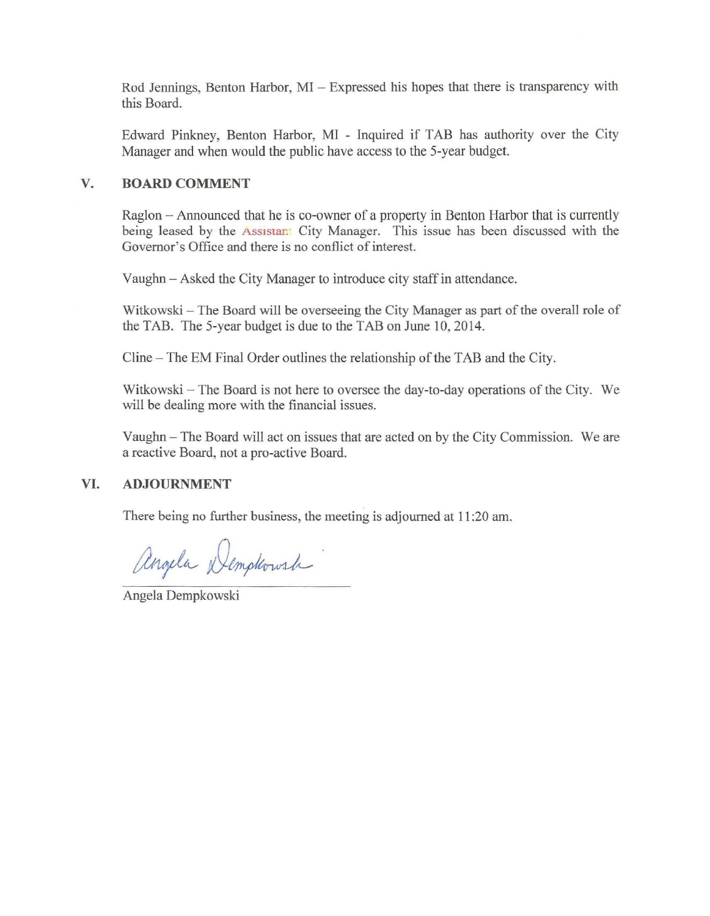Rod Jennings, Benton Harbor, MI – Expressed his hopes that there is transparency with this Board.

Edward Pinkney, Benton Harbor, MI - Inquired if TAB has authority over the City Manager and when would the public have access to the 5-year budget.

## V. BOARD COMMENT

Raglon – Announced that he is co-owner of a property in Benton Harbor that is currently being leased by the Assistant City Manager. This issue has been discussed with the Governor's Office and there is no conflict of interest.

Vaughn – Asked the City Manager to introduce city staff in attendance.

Witkowski – The Board will be overseeing the City Manager as part of the overall role of the TAB. The 5-year budget is due to the TAB on June 10, 2014.

Cline – The EM Final Order outlines the relationship of the TAB and the City.

Witkowski – The Board is not here to oversee the day-to-day operations of the City. We will be dealing more with the financial issues.

Vaughn – The Board will act on issues that are acted on by the City Commission. We are a reactive Board, not a pro-active Board.

## VI. ADJOURNMENT

There being no further business, the meeting is adjourned at 11:20 am.

Angela Dempkowski

Angela Dempkowski